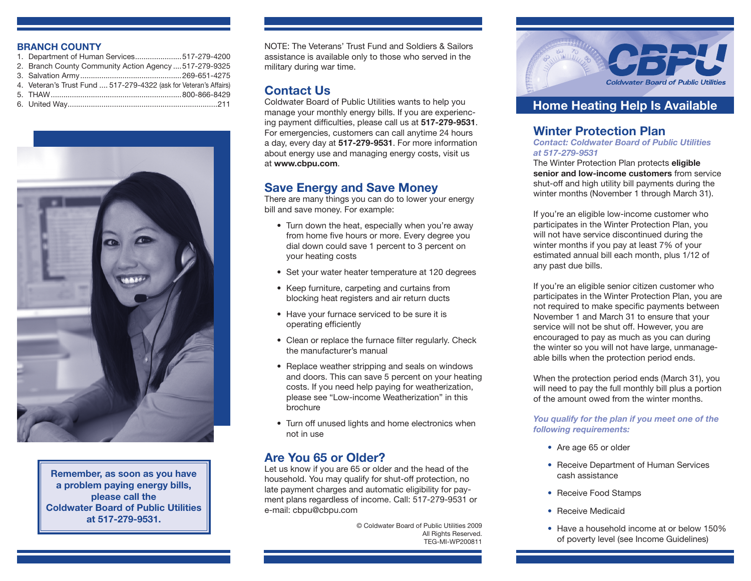## BRANCH COUNTY

1. Department of Human Services......................517-279-4200
2. Branch County Community Action Agency....517-279-9325
3. Salvation Army..............................................269-651-4275
4. Veteran's Trust Fund .... 517-279-4322 (ask for Veteran's Affairs)
5. THAW...........................................................800-866-8429
6. United Way.....................................................................211

**Remember, as soon as you have a problem paying energy bills, please call the Coldwater Board of Public Utilities at 517-279-9531.**

NOTE: The Veterans' Trust Fund and Soldiers & Sailors assistance is available only to those who served in the military during war time.

## Contact Us

Coldwater Board of Public Utilities wants to help you manage your monthly energy bills. If you are experiencing payment difficulties, please call us at **517-279-9531**. For emergencies, customers can call anytime 24 hours a day, every day at **517-279-9531**. For more information about energy use and managing energy costs, visit us at **www.cbpu.com**.

## Save Energy and Save Money

There are many things you can do to lower your energy bill and save money. For example:

- Turn down the heat, especially when you're away from home five hours or more. Every degree you dial down could save 1 percent to 3 percent on your heating costs
- Set your water heater temperature at 120 degrees
- Keep furniture, carpeting and curtains from blocking heat registers and air return ducts
- Have your furnace serviced to be sure it is operating efficiently
- Clean or replace the furnace filter regularly. Check the manufacturer's manual
- Replace weather stripping and seals on windows and doors. This can save 5 percent on your heating costs. If you need help paying for weatherization, please see "Low-income Weatherization" in this brochure
- Turn off unused lights and home electronics when not in use

## Are You 65 or Older?

Let us know if you are 65 or older and the head of the household. You may qualify for shut-off protection, no late payment charges and automatic eligibility for payment plans regardless of income. Call: 517-279-9531 or e-mail: cbpu@cbpu.com

© Coldwater Board of Public Utilities 2009
All Rights Reserved.
TEG-MI-WP200811

CBPU
Coldwater Board of Public Utilities

# Home Heating Help Is Available

## Winter Protection Plan

*Contact: Coldwater Board of Public Utilities at 517-279-9531*

The Winter Protection Plan protects **eligible senior and low-income customers** from service shut-off and high utility bill payments during the winter months (November 1 through March 31).

If you're an eligible low-income customer who participates in the Winter Protection Plan, you will not have service discontinued during the winter months if you pay at least 7% of your estimated annual bill each month, plus 1/12 of any past due bills.

If you're an eligible senior citizen customer who participates in the Winter Protection Plan, you are not required to make specific payments between November 1 and March 31 to ensure that your service will not be shut off. However, you are encouraged to pay as much as you can during the winter so you will not have large, unmanageable bills when the protection period ends.

When the protection period ends (March 31), you will need to pay the full monthly bill plus a portion of the amount owed from the winter months.

***You qualify for the plan if you meet one of the following requirements:***

- Are age 65 or older
- Receive Department of Human Services cash assistance
- Receive Food Stamps
- Receive Medicaid
- Have a household income at or below 150% of poverty level (see Income Guidelines)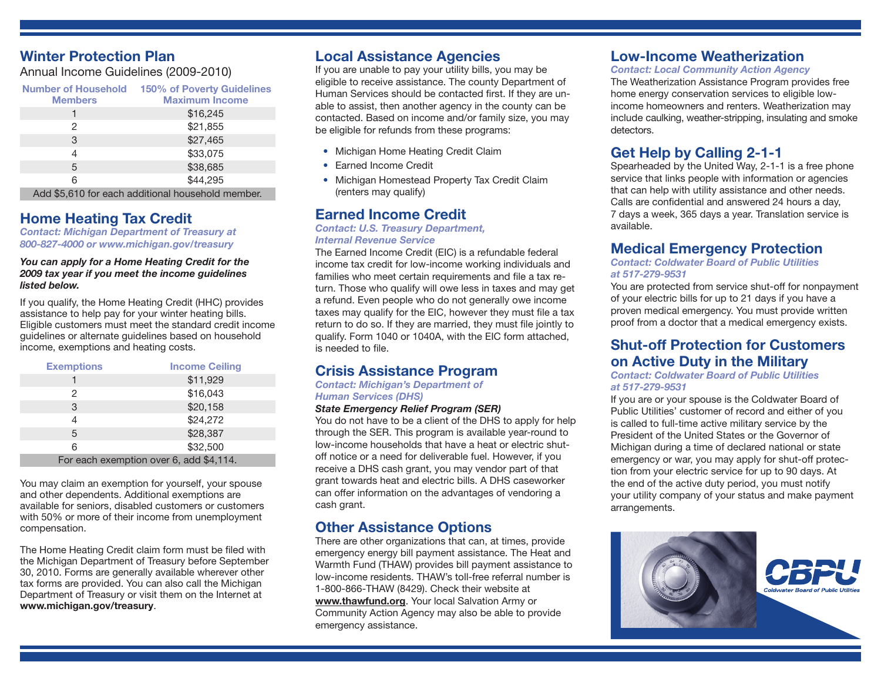## Winter Protection Plan

Annual Income Guidelines (2009-2010)

| Number of Household Members | 150% of Poverty Guidelines Maximum Income |
|---|---|
| 1 | $16,245 |
| 2 | $21,855 |
| 3 | $27,465 |
| 4 | $33,075 |
| 5 | $38,685 |
| 6 | $44,295 |
| Add $5,610 for each additional household member. | |

## Home Heating Tax Credit

***Contact: Michigan Department of Treasury at 800-827-4000 or www.michigan.gov/treasury***

***You can apply for a Home Heating Credit for the 2009 tax year if you meet the income guidelines listed below.***

If you qualify, the Home Heating Credit (HHC) provides assistance to help pay for your winter heating bills. Eligible customers must meet the standard credit income guidelines or alternate guidelines based on household income, exemptions and heating costs.

| Exemptions | Income Ceiling |
|---|---|
| 1 | $11,929 |
| 2 | $16,043 |
| 3 | $20,158 |
| 4 | $24,272 |
| 5 | $28,387 |
| 6 | $32,500 |
| For each exemption over 6, add $4,114. | |

You may claim an exemption for yourself, your spouse and other dependents. Additional exemptions are available for seniors, disabled customers or customers with 50% or more of their income from unemployment compensation.

The Home Heating Credit claim form must be filed with the Michigan Department of Treasury before September 30, 2010. Forms are generally available wherever other tax forms are provided. You can also call the Michigan Department of Treasury or visit them on the Internet at **www.michigan.gov/treasury**.

## Local Assistance Agencies

If you are unable to pay your utility bills, you may be eligible to receive assistance. The county Department of Human Services should be contacted first. If they are unable to assist, then another agency in the county can be contacted. Based on income and/or family size, you may be eligible for refunds from these programs:

- Michigan Home Heating Credit Claim
- Earned Income Credit
- Michigan Homestead Property Tax Credit Claim (renters may qualify)

## Earned Income Credit

***Contact: U.S. Treasury Department, Internal Revenue Service***

The Earned Income Credit (EIC) is a refundable federal income tax credit for low-income working individuals and families who meet certain requirements and file a tax return. Those who qualify will owe less in taxes and may get a refund. Even people who do not generally owe income taxes may qualify for the EIC, however they must file a tax return to do so. If they are married, they must file jointly to qualify. Form 1040 or 1040A, with the EIC form attached, is needed to file.

## Crisis Assistance Program

***Contact: Michigan's Department of Human Services (DHS)***

***State Emergency Relief Program (SER)***

You do not have to be a client of the DHS to apply for help through the SER. This program is available year-round to low-income households that have a heat or electric shut-off notice or a need for deliverable fuel. However, if you receive a DHS cash grant, you may vendor part of that grant towards heat and electric bills. A DHS caseworker can offer information on the advantages of vendoring a cash grant.

## Other Assistance Options

There are other organizations that can, at times, provide emergency energy bill payment assistance. The Heat and Warmth Fund (THAW) provides bill payment assistance to low-income residents. THAW's toll-free referral number is 1-800-866-THAW (8429). Check their website at **www.thawfund.org**. Your local Salvation Army or Community Action Agency may also be able to provide emergency assistance.

## Low-Income Weatherization

***Contact: Local Community Action Agency***

The Weatherization Assistance Program provides free home energy conservation services to eligible low-income homeowners and renters. Weatherization may include caulking, weather-stripping, insulating and smoke detectors.

## Get Help by Calling 2-1-1

Spearheaded by the United Way, 2-1-1 is a free phone service that links people with information or agencies that can help with utility assistance and other needs. Calls are confidential and answered 24 hours a day, 7 days a week, 365 days a year. Translation service is available.

## Medical Emergency Protection

***Contact: Coldwater Board of Public Utilities at 517-279-9531***

You are protected from service shut-off for nonpayment of your electric bills for up to 21 days if you have a proven medical emergency. You must provide written proof from a doctor that a medical emergency exists.

## Shut-off Protection for Customers on Active Duty in the Military

***Contact: Coldwater Board of Public Utilities at 517-279-9531***

If you are or your spouse is the Coldwater Board of Public Utilities' customer of record and either of you is called to full-time active military service by the President of the United States or the Governor of Michigan during a time of declared national or state emergency or war, you may apply for shut-off protection from your electric service for up to 90 days. At the end of the active duty period, you must notify your utility company of your status and make payment arrangements.

CBPU
Coldwater Board of Public Utilities